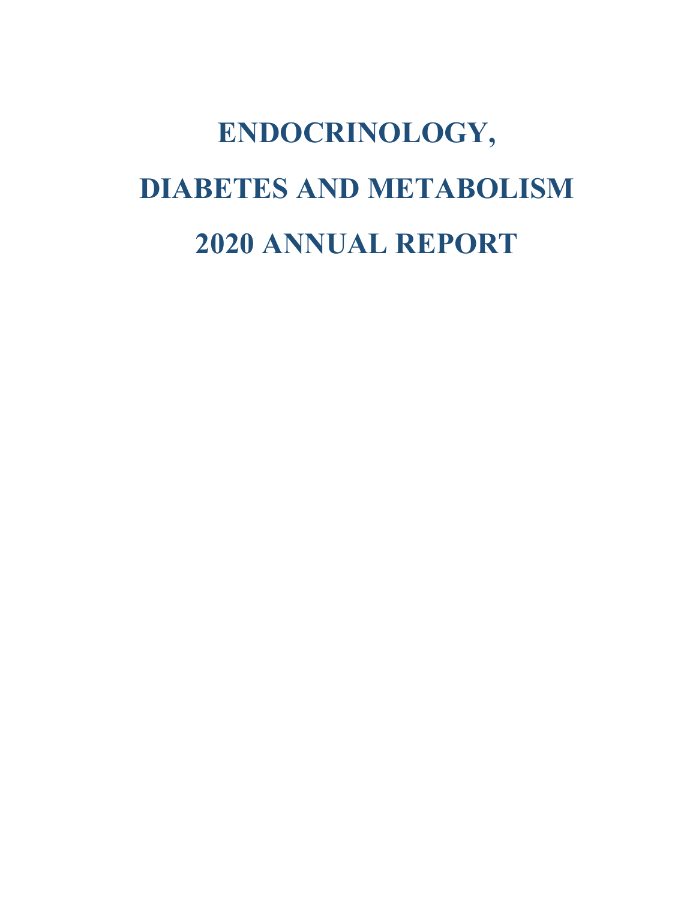# ENDOCRINOLOGY,

# DIABETES AND METABOLISM

# 2020 ANNUAL REPORT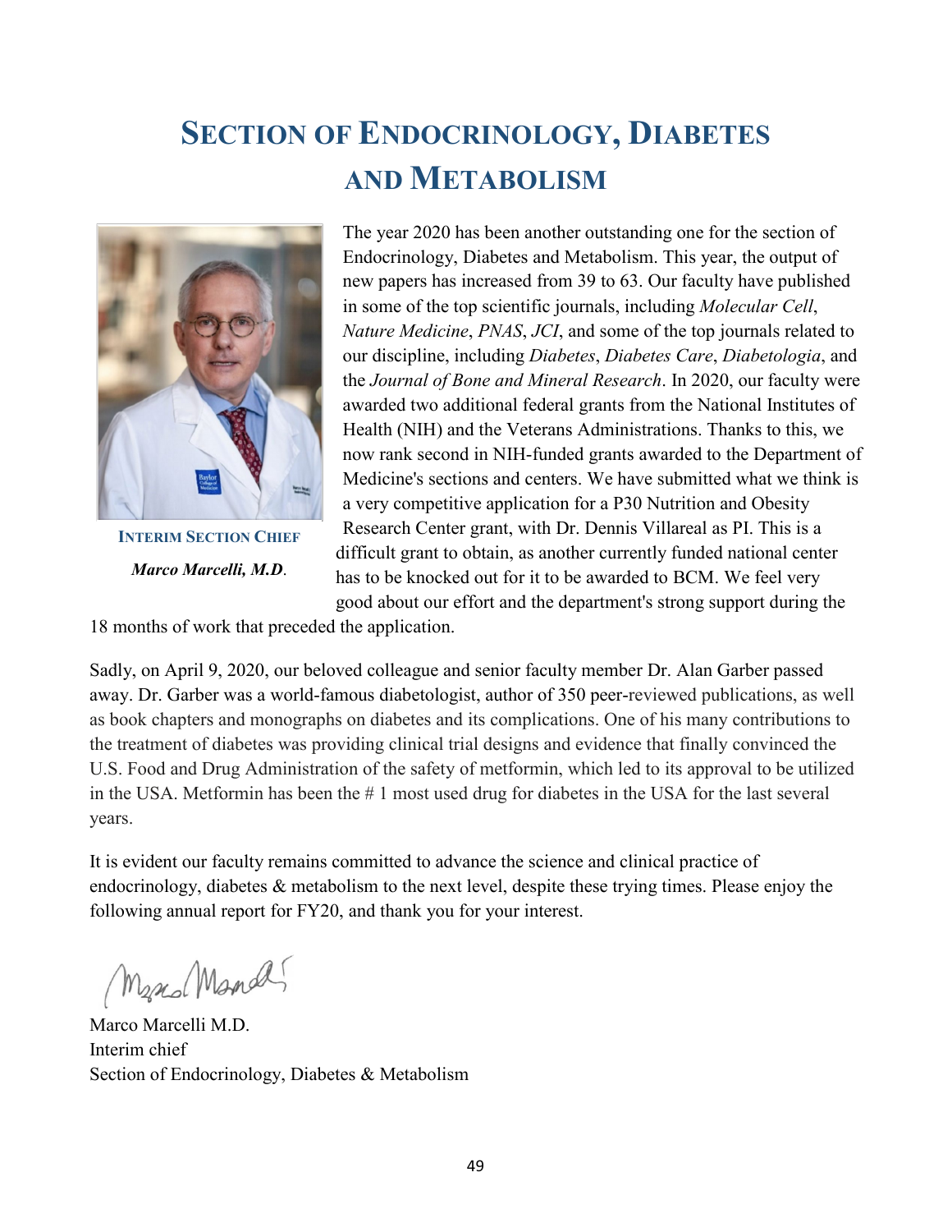# Section of Endocrinology, Diabetes and Metabolism

**Interim Section Chief**

***Marco Marcelli, M.D.***

The year 2020 has been another outstanding one for the section of Endocrinology, Diabetes and Metabolism. This year, the output of new papers has increased from 39 to 63. Our faculty have published in some of the top scientific journals, including *Molecular Cell*, *Nature Medicine*, *PNAS*, *JCI*, and some of the top journals related to our discipline, including *Diabetes*, *Diabetes Care*, *Diabetologia*, and the *Journal of Bone and Mineral Research*. In 2020, our faculty were awarded two additional federal grants from the National Institutes of Health (NIH) and the Veterans Administrations. Thanks to this, we now rank second in NIH-funded grants awarded to the Department of Medicine's sections and centers. We have submitted what we think is a very competitive application for a P30 Nutrition and Obesity Research Center grant, with Dr. Dennis Villareal as PI. This is a difficult grant to obtain, as another currently funded national center has to be knocked out for it to be awarded to BCM. We feel very good about our effort and the department's strong support during the 18 months of work that preceded the application.

Sadly, on April 9, 2020, our beloved colleague and senior faculty member Dr. Alan Garber passed away. Dr. Garber was a world-famous diabetologist, author of 350 peer-reviewed publications, as well as book chapters and monographs on diabetes and its complications. One of his many contributions to the treatment of diabetes was providing clinical trial designs and evidence that finally convinced the U.S. Food and Drug Administration of the safety of metformin, which led to its approval to be utilized in the USA. Metformin has been the # 1 most used drug for diabetes in the USA for the last several years.

It is evident our faculty remains committed to advance the science and clinical practice of endocrinology, diabetes & metabolism to the next level, despite these trying times. Please enjoy the following annual report for FY20, and thank you for your interest.

Marco Marcelli M.D.
Interim chief
Section of Endocrinology, Diabetes & Metabolism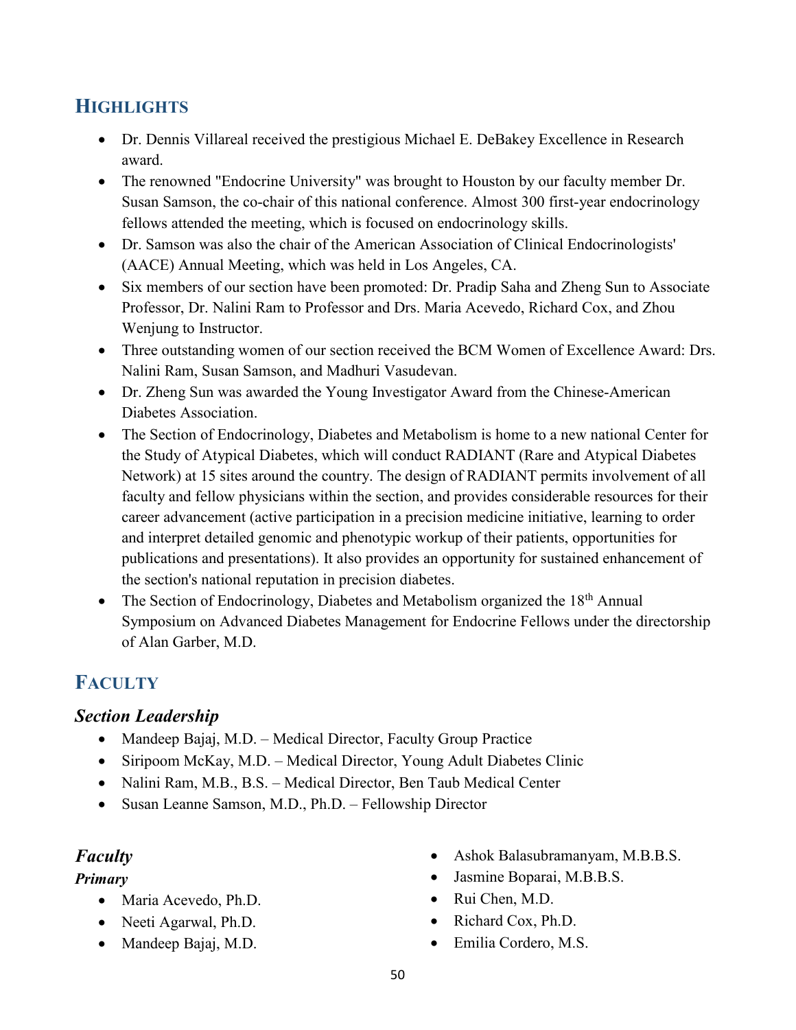## HIGHLIGHTS

- Dr. Dennis Villareal received the prestigious Michael E. DeBakey Excellence in Research award.
- The renowned "Endocrine University" was brought to Houston by our faculty member Dr. Susan Samson, the co-chair of this national conference. Almost 300 first-year endocrinology fellows attended the meeting, which is focused on endocrinology skills.
- Dr. Samson was also the chair of the American Association of Clinical Endocrinologists' (AACE) Annual Meeting, which was held in Los Angeles, CA.
- Six members of our section have been promoted: Dr. Pradip Saha and Zheng Sun to Associate Professor, Dr. Nalini Ram to Professor and Drs. Maria Acevedo, Richard Cox, and Zhou Wenjung to Instructor.
- Three outstanding women of our section received the BCM Women of Excellence Award: Drs. Nalini Ram, Susan Samson, and Madhuri Vasudevan.
- Dr. Zheng Sun was awarded the Young Investigator Award from the Chinese-American Diabetes Association.
- The Section of Endocrinology, Diabetes and Metabolism is home to a new national Center for the Study of Atypical Diabetes, which will conduct RADIANT (Rare and Atypical Diabetes Network) at 15 sites around the country. The design of RADIANT permits involvement of all faculty and fellow physicians within the section, and provides considerable resources for their career advancement (active participation in a precision medicine initiative, learning to order and interpret detailed genomic and phenotypic workup of their patients, opportunities for publications and presentations). It also provides an opportunity for sustained enhancement of the section's national reputation in precision diabetes.
- The Section of Endocrinology, Diabetes and Metabolism organized the 18th Annual Symposium on Advanced Diabetes Management for Endocrine Fellows under the directorship of Alan Garber, M.D.

## FACULTY

### *Section Leadership*

- Mandeep Bajaj, M.D. – Medical Director, Faculty Group Practice
- Siripoom McKay, M.D. – Medical Director, Young Adult Diabetes Clinic
- Nalini Ram, M.B., B.S. – Medical Director, Ben Taub Medical Center
- Susan Leanne Samson, M.D., Ph.D. – Fellowship Director

### *Faculty*

#### *Primary*

- Maria Acevedo, Ph.D.
- Neeti Agarwal, Ph.D.
- Mandeep Bajaj, M.D.
- Ashok Balasubramanyam, M.B.B.S.
- Jasmine Boparai, M.B.B.S.
- Rui Chen, M.D.
- Richard Cox, Ph.D.
- Emilia Cordero, M.S.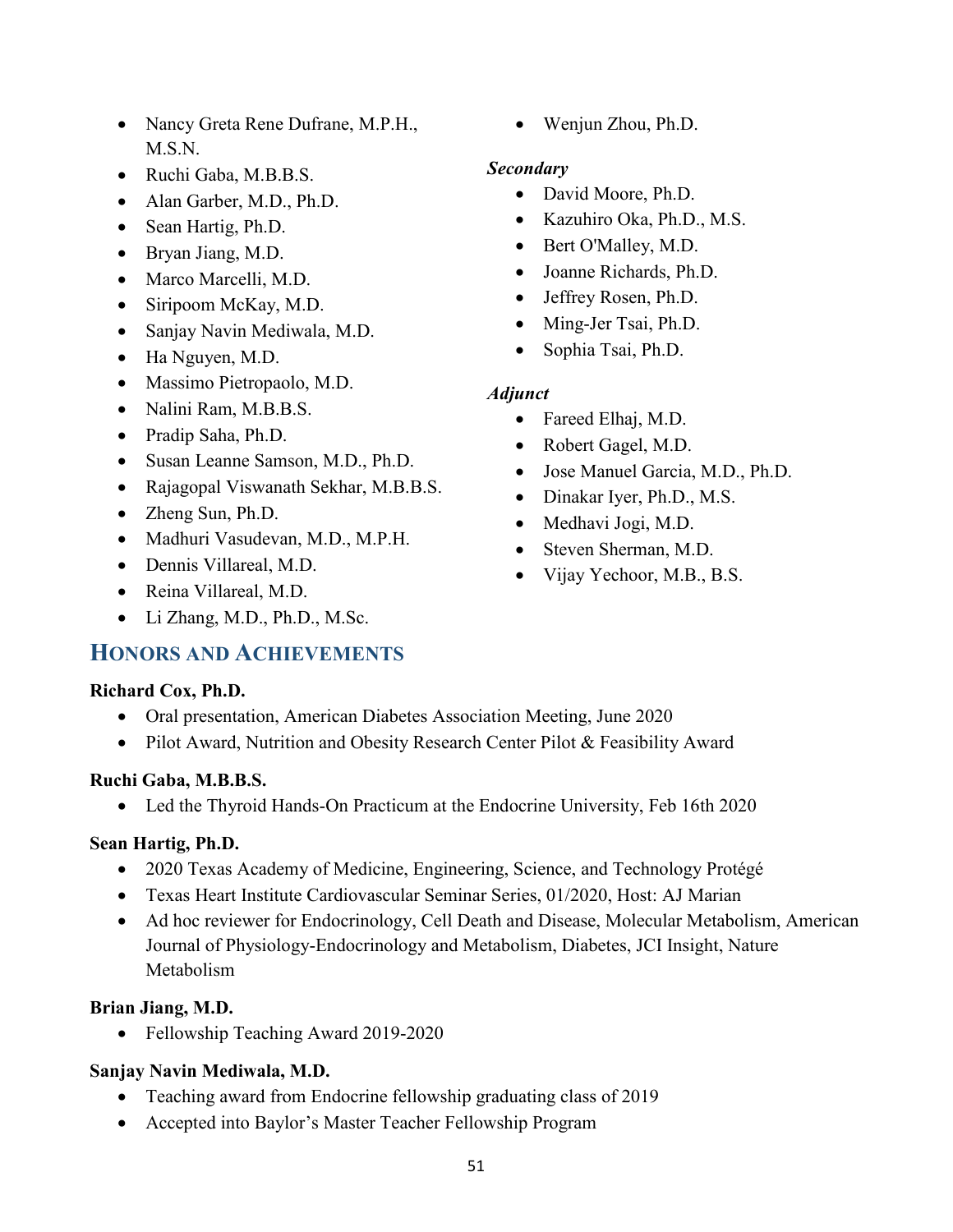- Nancy Greta Rene Dufrane, M.P.H., M.S.N.
- Ruchi Gaba, M.B.B.S.
- Alan Garber, M.D., Ph.D.
- Sean Hartig, Ph.D.
- Bryan Jiang, M.D.
- Marco Marcelli, M.D.
- Siripoom McKay, M.D.
- Sanjay Navin Mediwala, M.D.
- Ha Nguyen, M.D.
- Massimo Pietropaolo, M.D.
- Nalini Ram, M.B.B.S.
- Pradip Saha, Ph.D.
- Susan Leanne Samson, M.D., Ph.D.
- Rajagopal Viswanath Sekhar, M.B.B.S.
- Zheng Sun, Ph.D.
- Madhuri Vasudevan, M.D., M.P.H.
- Dennis Villareal, M.D.
- Reina Villareal, M.D.
- Li Zhang, M.D., Ph.D., M.Sc.
- Wenjun Zhou, Ph.D.

***Secondary***

- David Moore, Ph.D.
- Kazuhiro Oka, Ph.D., M.S.
- Bert O'Malley, M.D.
- Joanne Richards, Ph.D.
- Jeffrey Rosen, Ph.D.
- Ming-Jer Tsai, Ph.D.
- Sophia Tsai, Ph.D.

***Adjunct***

- Fareed Elhaj, M.D.
- Robert Gagel, M.D.
- Jose Manuel Garcia, M.D., Ph.D.
- Dinakar Iyer, Ph.D., M.S.
- Medhavi Jogi, M.D.
- Steven Sherman, M.D.
- Vijay Yechoor, M.B., B.S.

## Honors and Achievements

**Richard Cox, Ph.D.**

- Oral presentation, American Diabetes Association Meeting, June 2020
- Pilot Award, Nutrition and Obesity Research Center Pilot & Feasibility Award

**Ruchi Gaba, M.B.B.S.**

- Led the Thyroid Hands-On Practicum at the Endocrine University, Feb 16th 2020

**Sean Hartig, Ph.D.**

- 2020 Texas Academy of Medicine, Engineering, Science, and Technology Protégé
- Texas Heart Institute Cardiovascular Seminar Series, 01/2020, Host: AJ Marian
- Ad hoc reviewer for Endocrinology, Cell Death and Disease, Molecular Metabolism, American Journal of Physiology-Endocrinology and Metabolism, Diabetes, JCI Insight, Nature Metabolism

**Brian Jiang, M.D.**

- Fellowship Teaching Award 2019-2020

**Sanjay Navin Mediwala, M.D.**

- Teaching award from Endocrine fellowship graduating class of 2019
- Accepted into Baylor's Master Teacher Fellowship Program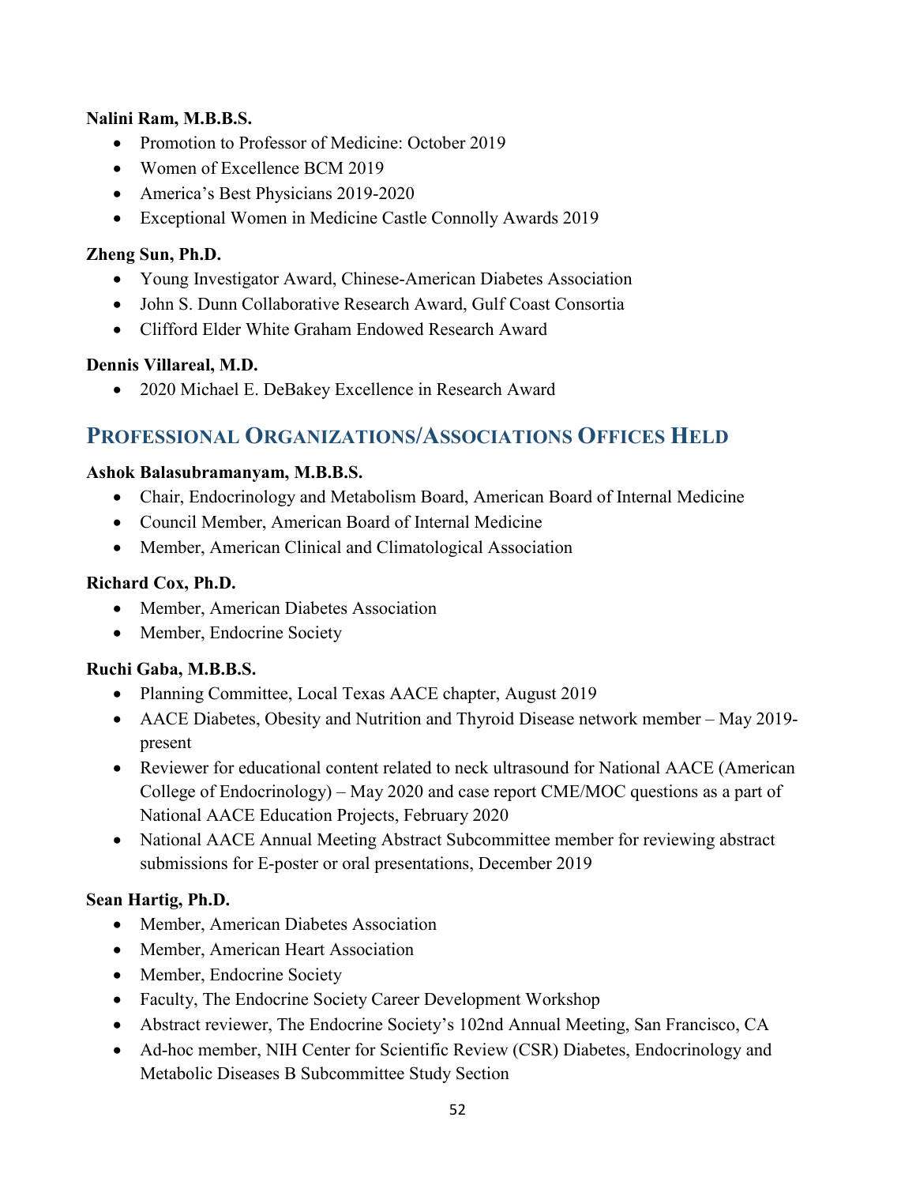**Nalini Ram, M.B.B.S.**

- Promotion to Professor of Medicine: October 2019
- Women of Excellence BCM 2019
- America's Best Physicians 2019-2020
- Exceptional Women in Medicine Castle Connolly Awards 2019

**Zheng Sun, Ph.D.**

- Young Investigator Award, Chinese-American Diabetes Association
- John S. Dunn Collaborative Research Award, Gulf Coast Consortia
- Clifford Elder White Graham Endowed Research Award

**Dennis Villareal, M.D.**

- 2020 Michael E. DeBakey Excellence in Research Award

## Professional Organizations/Associations Offices Held

**Ashok Balasubramanyam, M.B.B.S.**

- Chair, Endocrinology and Metabolism Board, American Board of Internal Medicine
- Council Member, American Board of Internal Medicine
- Member, American Clinical and Climatological Association

**Richard Cox, Ph.D.**

- Member, American Diabetes Association
- Member, Endocrine Society

**Ruchi Gaba, M.B.B.S.**

- Planning Committee, Local Texas AACE chapter, August 2019
- AACE Diabetes, Obesity and Nutrition and Thyroid Disease network member – May 2019-present
- Reviewer for educational content related to neck ultrasound for National AACE (American College of Endocrinology) – May 2020 and case report CME/MOC questions as a part of National AACE Education Projects, February 2020
- National AACE Annual Meeting Abstract Subcommittee member for reviewing abstract submissions for E-poster or oral presentations, December 2019

**Sean Hartig, Ph.D.**

- Member, American Diabetes Association
- Member, American Heart Association
- Member, Endocrine Society
- Faculty, The Endocrine Society Career Development Workshop
- Abstract reviewer, The Endocrine Society's 102nd Annual Meeting, San Francisco, CA
- Ad-hoc member, NIH Center for Scientific Review (CSR) Diabetes, Endocrinology and Metabolic Diseases B Subcommittee Study Section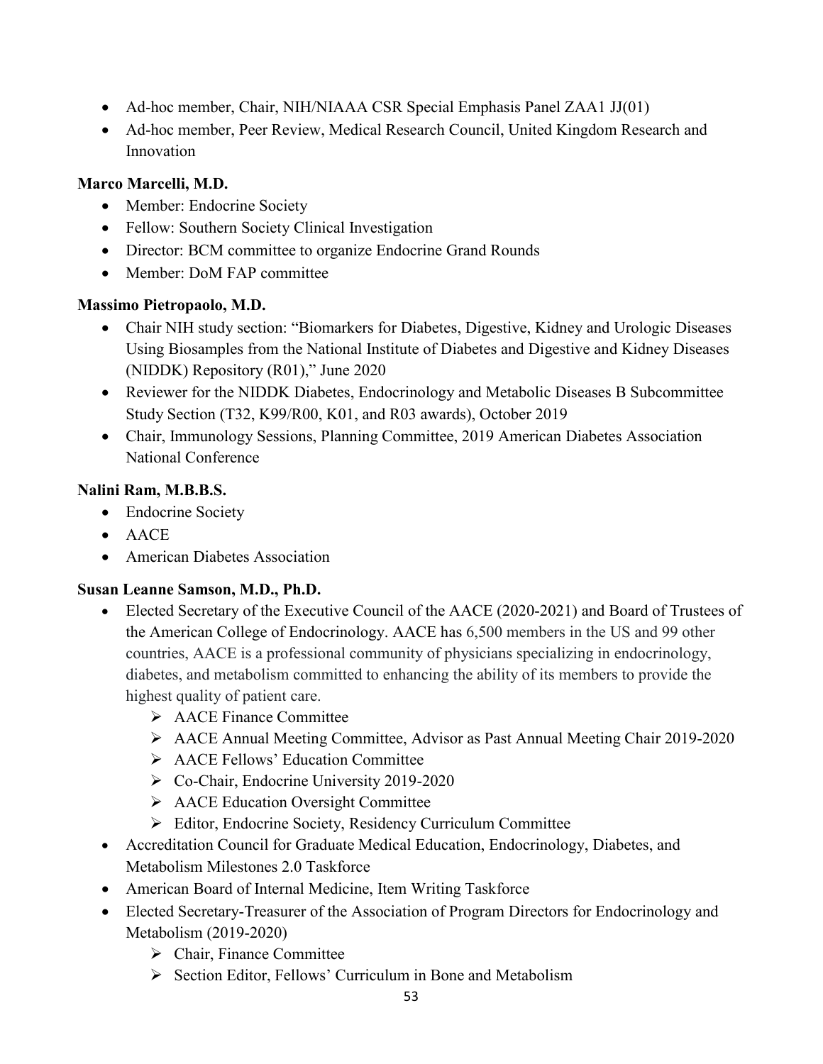- Ad-hoc member, Chair, NIH/NIAAA CSR Special Emphasis Panel ZAA1 JJ(01)
- Ad-hoc member, Peer Review, Medical Research Council, United Kingdom Research and Innovation

**Marco Marcelli, M.D.**

- Member: Endocrine Society
- Fellow: Southern Society Clinical Investigation
- Director: BCM committee to organize Endocrine Grand Rounds
- Member: DoM FAP committee

**Massimo Pietropaolo, M.D.**

- Chair NIH study section: "Biomarkers for Diabetes, Digestive, Kidney and Urologic Diseases Using Biosamples from the National Institute of Diabetes and Digestive and Kidney Diseases (NIDDK) Repository (R01)," June 2020
- Reviewer for the NIDDK Diabetes, Endocrinology and Metabolic Diseases B Subcommittee Study Section (T32, K99/R00, K01, and R03 awards), October 2019
- Chair, Immunology Sessions, Planning Committee, 2019 American Diabetes Association National Conference

**Nalini Ram, M.B.B.S.**

- Endocrine Society
- AACE
- American Diabetes Association

**Susan Leanne Samson, M.D., Ph.D.**

- Elected Secretary of the Executive Council of the AACE (2020-2021) and Board of Trustees of the American College of Endocrinology. AACE has 6,500 members in the US and 99 other countries, AACE is a professional community of physicians specializing in endocrinology, diabetes, and metabolism committed to enhancing the ability of its members to provide the highest quality of patient care.
  - AACE Finance Committee
  - AACE Annual Meeting Committee, Advisor as Past Annual Meeting Chair 2019-2020
  - AACE Fellows' Education Committee
  - Co-Chair, Endocrine University 2019-2020
  - AACE Education Oversight Committee
  - Editor, Endocrine Society, Residency Curriculum Committee
- Accreditation Council for Graduate Medical Education, Endocrinology, Diabetes, and Metabolism Milestones 2.0 Taskforce
- American Board of Internal Medicine, Item Writing Taskforce
- Elected Secretary-Treasurer of the Association of Program Directors for Endocrinology and Metabolism (2019-2020)
  - Chair, Finance Committee
  - Section Editor, Fellows' Curriculum in Bone and Metabolism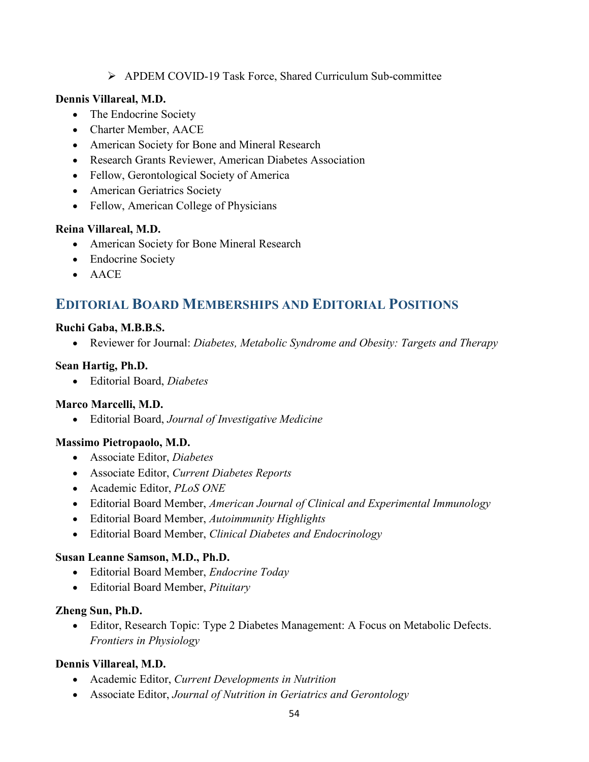- APDEM COVID-19 Task Force, Shared Curriculum Sub-committee

**Dennis Villareal, M.D.**

- The Endocrine Society
- Charter Member, AACE
- American Society for Bone and Mineral Research
- Research Grants Reviewer, American Diabetes Association
- Fellow, Gerontological Society of America
- American Geriatrics Society
- Fellow, American College of Physicians

**Reina Villareal, M.D.**

- American Society for Bone Mineral Research
- Endocrine Society
- AACE

## Editorial Board Memberships and Editorial Positions

**Ruchi Gaba, M.B.B.S.**

- Reviewer for Journal: *Diabetes, Metabolic Syndrome and Obesity: Targets and Therapy*

**Sean Hartig, Ph.D.**

- Editorial Board, *Diabetes*

**Marco Marcelli, M.D.**

- Editorial Board, *Journal of Investigative Medicine*

**Massimo Pietropaolo, M.D.**

- Associate Editor, *Diabetes*
- Associate Editor, *Current Diabetes Reports*
- Academic Editor, *PLoS ONE*
- Editorial Board Member, *American Journal of Clinical and Experimental Immunology*
- Editorial Board Member, *Autoimmunity Highlights*
- Editorial Board Member, *Clinical Diabetes and Endocrinology*

**Susan Leanne Samson, M.D., Ph.D.**

- Editorial Board Member, *Endocrine Today*
- Editorial Board Member, *Pituitary*

**Zheng Sun, Ph.D.**

- Editor, Research Topic: Type 2 Diabetes Management: A Focus on Metabolic Defects. *Frontiers in Physiology*

**Dennis Villareal, M.D.**

- Academic Editor, *Current Developments in Nutrition*
- Associate Editor, *Journal of Nutrition in Geriatrics and Gerontology*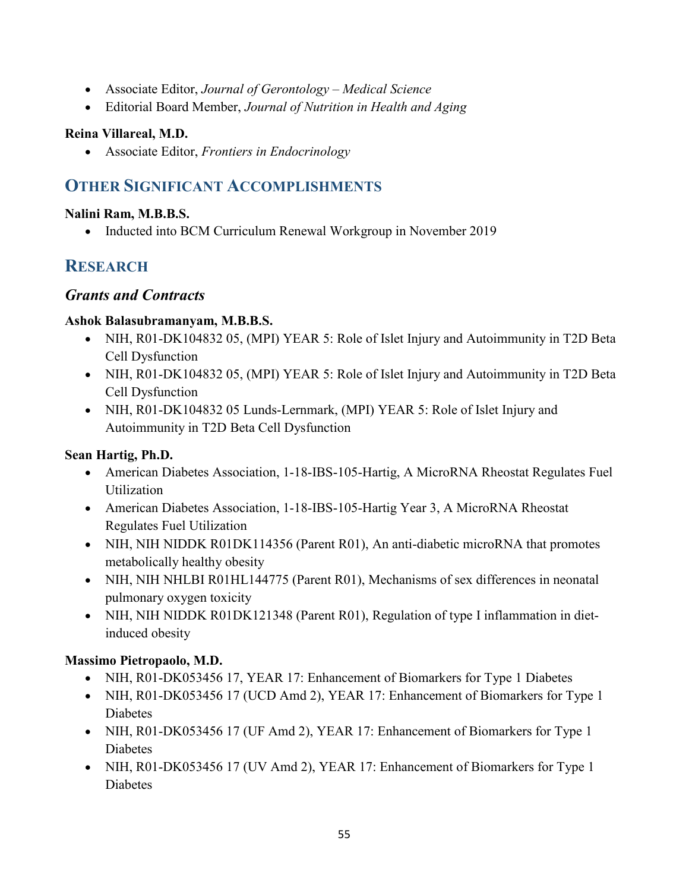- Associate Editor, *Journal of Gerontology – Medical Science*
- Editorial Board Member, *Journal of Nutrition in Health and Aging*

**Reina Villareal, M.D.**

- Associate Editor, *Frontiers in Endocrinology*

## OTHER SIGNIFICANT ACCOMPLISHMENTS

**Nalini Ram, M.B.B.S.**

- Inducted into BCM Curriculum Renewal Workgroup in November 2019

## RESEARCH

### *Grants and Contracts*

**Ashok Balasubramanyam, M.B.B.S.**

- NIH, R01-DK104832 05, (MPI) YEAR 5: Role of Islet Injury and Autoimmunity in T2D Beta Cell Dysfunction
- NIH, R01-DK104832 05, (MPI) YEAR 5: Role of Islet Injury and Autoimmunity in T2D Beta Cell Dysfunction
- NIH, R01-DK104832 05 Lunds-Lernmark, (MPI) YEAR 5: Role of Islet Injury and Autoimmunity in T2D Beta Cell Dysfunction

**Sean Hartig, Ph.D.**

- American Diabetes Association, 1-18-IBS-105-Hartig, A MicroRNA Rheostat Regulates Fuel Utilization
- American Diabetes Association, 1-18-IBS-105-Hartig Year 3, A MicroRNA Rheostat Regulates Fuel Utilization
- NIH, NIH NIDDK R01DK114356 (Parent R01), An anti-diabetic microRNA that promotes metabolically healthy obesity
- NIH, NIH NHLBI R01HL144775 (Parent R01), Mechanisms of sex differences in neonatal pulmonary oxygen toxicity
- NIH, NIH NIDDK R01DK121348 (Parent R01), Regulation of type I inflammation in diet-induced obesity

**Massimo Pietropaolo, M.D.**

- NIH, R01-DK053456 17, YEAR 17: Enhancement of Biomarkers for Type 1 Diabetes
- NIH, R01-DK053456 17 (UCD Amd 2), YEAR 17: Enhancement of Biomarkers for Type 1 Diabetes
- NIH, R01-DK053456 17 (UF Amd 2), YEAR 17: Enhancement of Biomarkers for Type 1 Diabetes
- NIH, R01-DK053456 17 (UV Amd 2), YEAR 17: Enhancement of Biomarkers for Type 1 Diabetes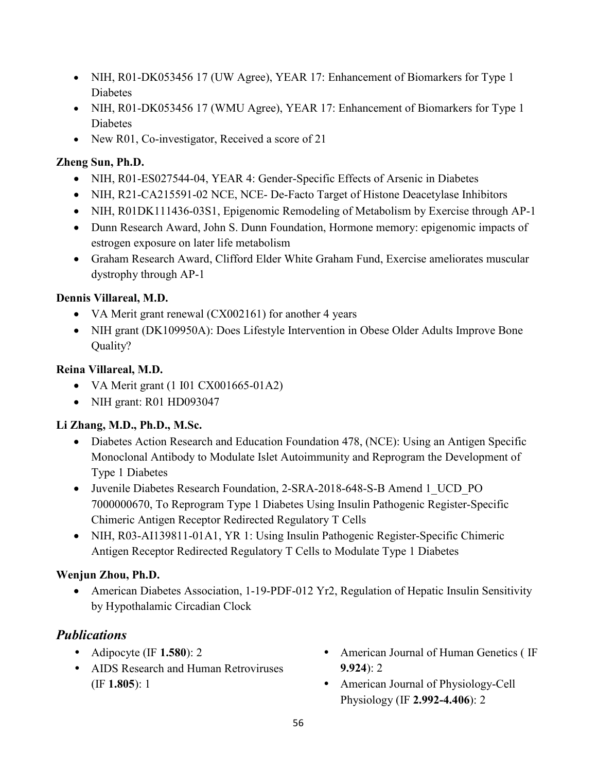- NIH, R01-DK053456 17 (UW Agree), YEAR 17: Enhancement of Biomarkers for Type 1 Diabetes
- NIH, R01-DK053456 17 (WMU Agree), YEAR 17: Enhancement of Biomarkers for Type 1 Diabetes
- New R01, Co-investigator, Received a score of 21

**Zheng Sun, Ph.D.**

- NIH, R01-ES027544-04, YEAR 4: Gender-Specific Effects of Arsenic in Diabetes
- NIH, R21-CA215591-02 NCE, NCE- De-Facto Target of Histone Deacetylase Inhibitors
- NIH, R01DK111436-03S1, Epigenomic Remodeling of Metabolism by Exercise through AP-1
- Dunn Research Award, John S. Dunn Foundation, Hormone memory: epigenomic impacts of estrogen exposure on later life metabolism
- Graham Research Award, Clifford Elder White Graham Fund, Exercise ameliorates muscular dystrophy through AP-1

**Dennis Villareal, M.D.**

- VA Merit grant renewal (CX002161) for another 4 years
- NIH grant (DK109950A): Does Lifestyle Intervention in Obese Older Adults Improve Bone Quality?

**Reina Villareal, M.D.**

- VA Merit grant (1 I01 CX001665-01A2)
- NIH grant: R01 HD093047

**Li Zhang, M.D., Ph.D., M.Sc.**

- Diabetes Action Research and Education Foundation 478, (NCE): Using an Antigen Specific Monoclonal Antibody to Modulate Islet Autoimmunity and Reprogram the Development of Type 1 Diabetes
- Juvenile Diabetes Research Foundation, 2-SRA-2018-648-S-B Amend 1_UCD_PO 7000000670, To Reprogram Type 1 Diabetes Using Insulin Pathogenic Register-Specific Chimeric Antigen Receptor Redirected Regulatory T Cells
- NIH, R03-AI139811-01A1, YR 1: Using Insulin Pathogenic Register-Specific Chimeric Antigen Receptor Redirected Regulatory T Cells to Modulate Type 1 Diabetes

**Wenjun Zhou, Ph.D.**

- American Diabetes Association, 1-19-PDF-012 Yr2, Regulation of Hepatic Insulin Sensitivity by Hypothalamic Circadian Clock

## *Publications*

- Adipocyte (IF **1.580**): 2
- AIDS Research and Human Retroviruses (IF **1.805**): 1
- American Journal of Human Genetics ( IF **9.924**): 2
- American Journal of Physiology-Cell Physiology (IF **2.992-4.406**): 2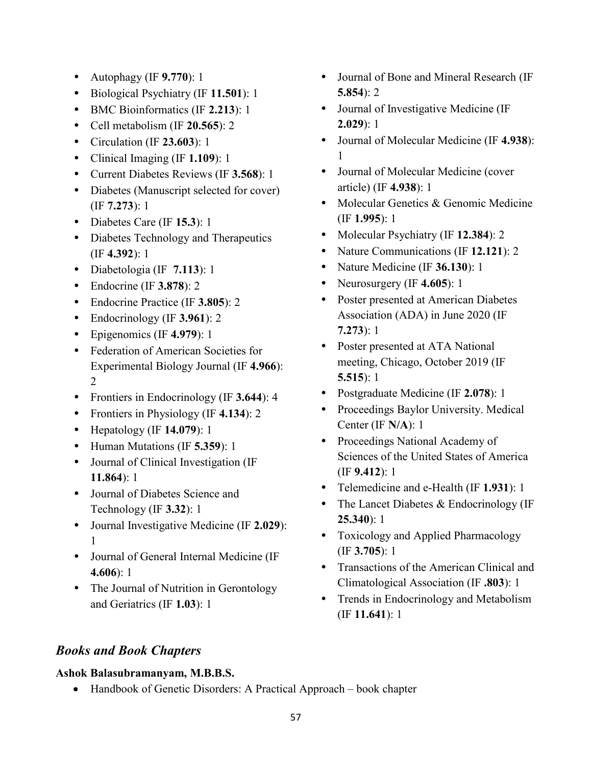- Autophagy (IF **9.770**): 1
- Biological Psychiatry (IF **11.501**): 1
- BMC Bioinformatics (IF **2.213**): 1
- Cell metabolism (IF **20.565**): 2
- Circulation (IF **23.603**): 1
- Clinical Imaging (IF **1.109**): 1
- Current Diabetes Reviews (IF **3.568**): 1
- Diabetes (Manuscript selected for cover) (IF **7.273**): 1
- Diabetes Care (IF **15.3**): 1
- Diabetes Technology and Therapeutics (IF **4.392**): 1
- Diabetologia (IF **7.113**): 1
- Endocrine (IF **3.878**): 2
- Endocrine Practice (IF **3.805**): 2
- Endocrinology (IF **3.961**): 2
- Epigenomics (IF **4.979**): 1
- Federation of American Societies for Experimental Biology Journal (IF **4.966**): 2
- Frontiers in Endocrinology (IF **3.644**): 4
- Frontiers in Physiology (IF **4.134**): 2
- Hepatology (IF **14.079**): 1
- Human Mutations (IF **5.359**): 1
- Journal of Clinical Investigation (IF **11.864**): 1
- Journal of Diabetes Science and Technology (IF **3.32**): 1
- Journal Investigative Medicine (IF **2.029**): 1
- Journal of General Internal Medicine (IF **4.606**): 1
- The Journal of Nutrition in Gerontology and Geriatrics (IF **1.03**): 1
- Journal of Bone and Mineral Research (IF **5.854**): 2
- Journal of Investigative Medicine (IF **2.029**): 1
- Journal of Molecular Medicine (IF **4.938**): 1
- Journal of Molecular Medicine (cover article) (IF **4.938**): 1
- Molecular Genetics & Genomic Medicine (IF **1.995**): 1
- Molecular Psychiatry (IF **12.384**): 2
- Nature Communications (IF **12.121**): 2
- Nature Medicine (IF **36.130**): 1
- Neurosurgery (IF **4.605**): 1
- Poster presented at American Diabetes Association (ADA) in June 2020 (IF **7.273**): 1
- Poster presented at ATA National meeting, Chicago, October 2019 (IF **5.515**): 1
- Postgraduate Medicine (IF **2.078**): 1
- Proceedings Baylor University. Medical Center (IF **N/A**): 1
- Proceedings National Academy of Sciences of the United States of America (IF **9.412**): 1
- Telemedicine and e-Health (IF **1.931**): 1
- The Lancet Diabetes & Endocrinology (IF **25.340**): 1
- Toxicology and Applied Pharmacology (IF **3.705**): 1
- Transactions of the American Clinical and Climatological Association (IF **.803**): 1
- Trends in Endocrinology and Metabolism (IF **11.641**): 1

## *Books and Book Chapters*

**Ashok Balasubramanyam, M.B.B.S.**

- Handbook of Genetic Disorders: A Practical Approach – book chapter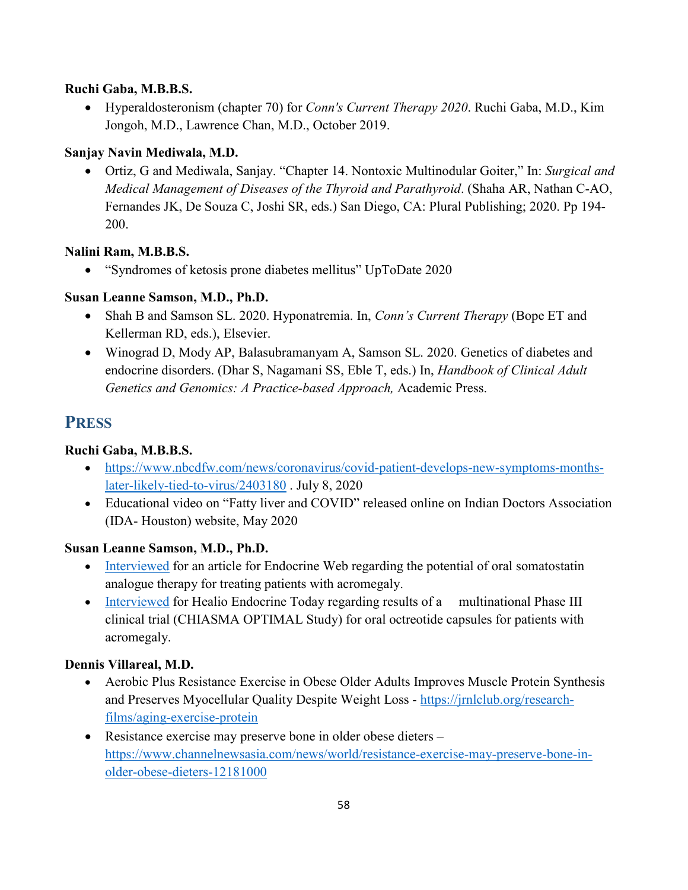**Ruchi Gaba, M.B.B.S.**

- Hyperaldosteronism (chapter 70) for *Conn's Current Therapy 2020*. Ruchi Gaba, M.D., Kim Jongoh, M.D., Lawrence Chan, M.D., October 2019.

**Sanjay Navin Mediwala, M.D.**

- Ortiz, G and Mediwala, Sanjay. "Chapter 14. Nontoxic Multinodular Goiter," In: *Surgical and Medical Management of Diseases of the Thyroid and Parathyroid*. (Shaha AR, Nathan C-AO, Fernandes JK, De Souza C, Joshi SR, eds.) San Diego, CA: Plural Publishing; 2020. Pp 194-200.

**Nalini Ram, M.B.B.S.**

- "Syndromes of ketosis prone diabetes mellitus" UpToDate 2020

**Susan Leanne Samson, M.D., Ph.D.**

- Shah B and Samson SL. 2020. Hyponatremia. In, *Conn's Current Therapy* (Bope ET and Kellerman RD, eds.), Elsevier.
- Winograd D, Mody AP, Balasubramanyam A, Samson SL. 2020. Genetics of diabetes and endocrine disorders. (Dhar S, Nagamani SS, Eble T, eds.) In, *Handbook of Clinical Adult Genetics and Genomics: A Practice-based Approach,* Academic Press.

## Press

**Ruchi Gaba, M.B.B.S.**

- https://www.nbcdfw.com/news/coronavirus/covid-patient-develops-new-symptoms-months-later-likely-tied-to-virus/2403180 . July 8, 2020
- Educational video on "Fatty liver and COVID" released online on Indian Doctors Association (IDA- Houston) website, May 2020

**Susan Leanne Samson, M.D., Ph.D.**

- Interviewed for an article for Endocrine Web regarding the potential of oral somatostatin analogue therapy for treating patients with acromegaly.
- Interviewed for Healio Endocrine Today regarding results of a multinational Phase III clinical trial (CHIASMA OPTIMAL Study) for oral octreotide capsules for patients with acromegaly.

**Dennis Villareal, M.D.**

- Aerobic Plus Resistance Exercise in Obese Older Adults Improves Muscle Protein Synthesis and Preserves Myocellular Quality Despite Weight Loss - https://jrnlclub.org/research-films/aging-exercise-protein
- Resistance exercise may preserve bone in older obese dieters – https://www.channelnewsasia.com/news/world/resistance-exercise-may-preserve-bone-in-older-obese-dieters-12181000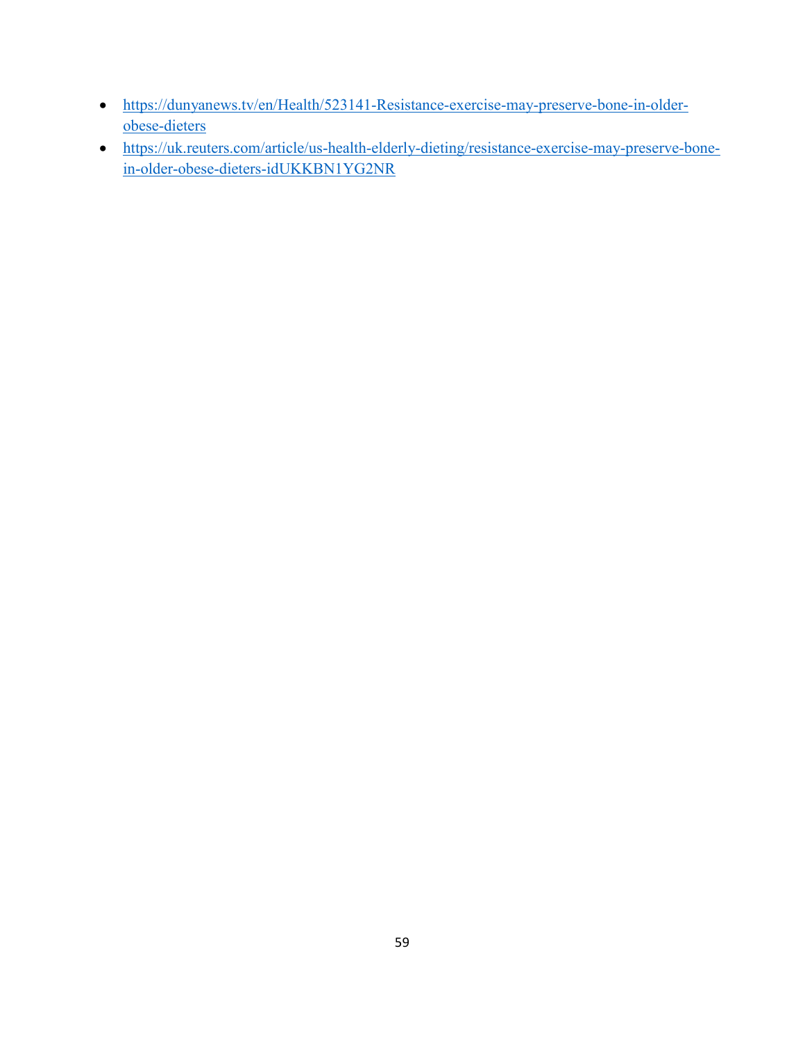- https://dunyanews.tv/en/Health/523141-Resistance-exercise-may-preserve-bone-in-older-obese-dieters
- https://uk.reuters.com/article/us-health-elderly-dieting/resistance-exercise-may-preserve-bone-in-older-obese-dieters-idUKKBN1YG2NR